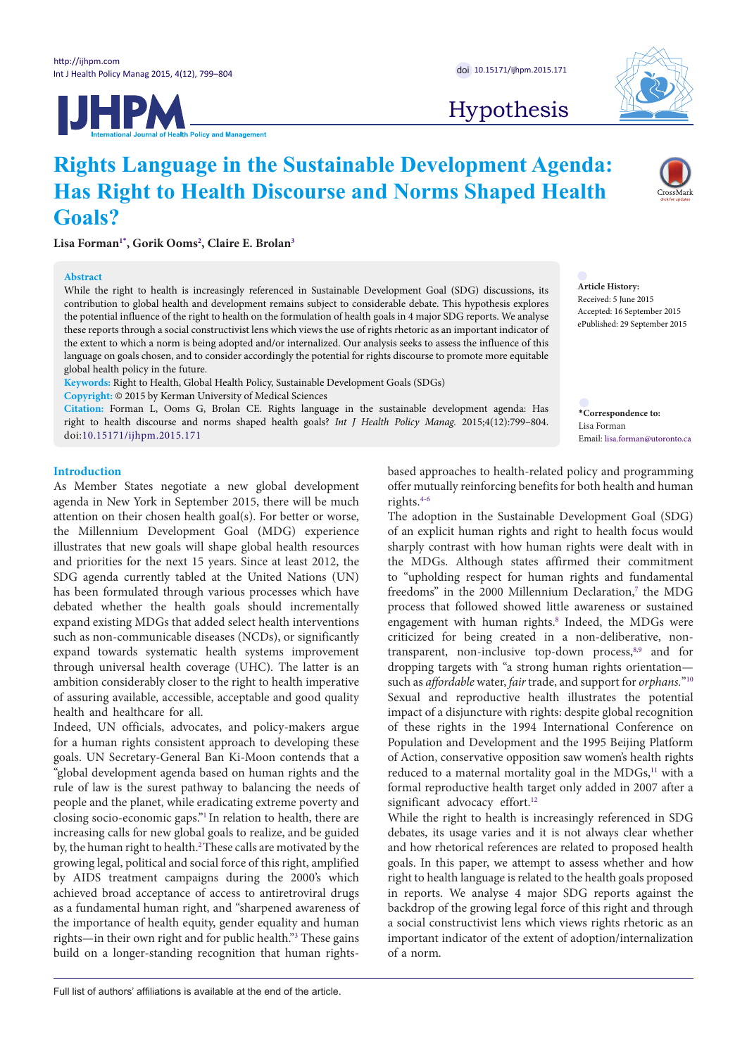Hypothesis

# Rights Language in the Sustainable Development Agenda: Has Right to Health Discourse and Norms Shaped Health Goals?

**Lisa Forman[1*], Gorik Ooms[2], Claire E. Brolan[3]**

## Abstract

While the right to health is increasingly referenced in Sustainable Development Goal (SDG) discussions, its contribution to global health and development remains subject to considerable debate. This hypothesis explores the potential influence of the right to health on the formulation of health goals in 4 major SDG reports. We analyse these reports through a social constructivist lens which views the use of rights rhetoric as an important indicator of the extent to which a norm is being adopted and/or internalized. Our analysis seeks to assess the influence of this language on goals chosen, and to consider accordingly the potential for rights discourse to promote more equitable global health policy in the future.

**Keywords:** Right to Health, Global Health Policy, Sustainable Development Goals (SDGs)

**Copyright:** © 2015 by Kerman University of Medical Sciences

**Citation:** Forman L, Ooms G, Brolan CE. Rights language in the sustainable development agenda: Has right to health discourse and norms shaped health goals? *Int J Health Policy Manag.* 2015;4(12):799–804. doi:10.15171/ijhpm.2015.171

**Article History:**
Received: 5 June 2015
Accepted: 16 September 2015
ePublished: 29 September 2015

**\*Correspondence to:**
Lisa Forman
Email: lisa.forman@utoronto.ca

## Introduction

As Member States negotiate a new global development agenda in New York in September 2015, there will be much attention on their chosen health goal(s). For better or worse, the Millennium Development Goal (MDG) experience illustrates that new goals will shape global health resources and priorities for the next 15 years. Since at least 2012, the SDG agenda currently tabled at the United Nations (UN) has been formulated through various processes which have debated whether the health goals should incrementally expand existing MDGs that added select health interventions such as non-communicable diseases (NCDs), or significantly expand towards systematic health systems improvement through universal health coverage (UHC). The latter is an ambition considerably closer to the right to health imperative of assuring available, accessible, acceptable and good quality health and healthcare for all.

Indeed, UN officials, advocates, and policy-makers argue for a human rights consistent approach to developing these goals. UN Secretary-General Ban Ki-Moon contends that a "global development agenda based on human rights and the rule of law is the surest pathway to balancing the needs of people and the planet, while eradicating extreme poverty and closing socio-economic gaps."[1] In relation to health, there are increasing calls for new global goals to realize, and be guided by, the human right to health.[2] These calls are motivated by the growing legal, political and social force of this right, amplified by AIDS treatment campaigns during the 2000's which achieved broad acceptance of access to antiretroviral drugs as a fundamental human right, and "sharpened awareness of the importance of health equity, gender equality and human rights—in their own right and for public health."[3] These gains build on a longer-standing recognition that human rights-based approaches to health-related policy and programming offer mutually reinforcing benefits for both health and human rights.[4-6]

The adoption in the Sustainable Development Goal (SDG) of an explicit human rights and right to health focus would sharply contrast with how human rights were dealt with in the MDGs. Although states affirmed their commitment to "upholding respect for human rights and fundamental freedoms" in the 2000 Millennium Declaration,[7] the MDG process that followed showed little awareness or sustained engagement with human rights.[8] Indeed, the MDGs were criticized for being created in a non-deliberative, non-transparent, non-inclusive top-down process,[8,9] and for dropping targets with "a strong human rights orientation—such as *affordable* water, *fair* trade, and support for *orphans.*"[10] Sexual and reproductive health illustrates the potential impact of a disjuncture with rights: despite global recognition of these rights in the 1994 International Conference on Population and Development and the 1995 Beijing Platform of Action, conservative opposition saw women's health rights reduced to a maternal mortality goal in the MDGs,[11] with a formal reproductive health target only added in 2007 after a significant advocacy effort.[12]

While the right to health is increasingly referenced in SDG debates, its usage varies and it is not always clear whether and how rhetorical references are related to proposed health goals. In this paper, we attempt to assess whether and how right to health language is related to the health goals proposed in reports. We analyse 4 major SDG reports against the backdrop of the growing legal force of this right and through a social constructivist lens which views rights rhetoric as an important indicator of the extent of adoption/internalization of a norm.

Full list of authors' affiliations is available at the end of the article.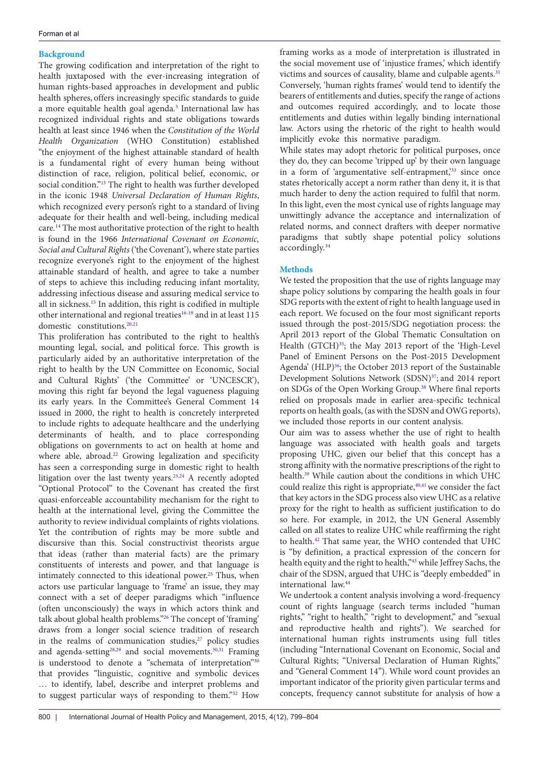## Background

The growing codification and interpretation of the right to health juxtaposed with the ever-increasing integration of human rights-based approaches in development and public health spheres, offers increasingly specific standards to guide a more equitable health goal agenda.[3] International law has recognized individual rights and state obligations towards health at least since 1946 when the *Constitution of the World Health Organization* (WHO Constitution) established "the enjoyment of the highest attainable standard of health is a fundamental right of every human being without distinction of race, religion, political belief, economic, or social condition."[13] The right to health was further developed in the iconic 1948 *Universal Declaration of Human Rights*, which recognized every person's right to a standard of living adequate for their health and well-being, including medical care.[14] The most authoritative protection of the right to health is found in the 1966 *International Covenant on Economic, Social and Cultural Rights* ('the Covenant'), where state parties recognize everyone's right to the enjoyment of the highest attainable standard of health, and agree to take a number of steps to achieve this including reducing infant mortality, addressing infectious disease and assuring medical service to all in sickness.[15] In addition, this right is codified in multiple other international and regional treaties[16-19] and in at least 115 domestic constitutions.[20,21]

This proliferation has contributed to the right to health's mounting legal, social, and political force. This growth is particularly aided by an authoritative interpretation of the right to health by the UN Committee on Economic, Social and Cultural Rights' ('the Committee' or 'UNCESCR'), moving this right far beyond the legal vagueness plaguing its early years. In the Committee's General Comment 14 issued in 2000, the right to health is concretely interpreted to include rights to adequate healthcare and the underlying determinants of health, and to place corresponding obligations on governments to act on health at home and where able, abroad.[22] Growing legalization and specificity has seen a corresponding surge in domestic right to health litigation over the last twenty years.[23,24] A recently adopted "Optional Protocol" to the Covenant has created the first quasi-enforceable accountability mechanism for the right to health at the international level, giving the Committee the authority to review individual complaints of rights violations. Yet the contribution of rights may be more subtle and discursive than this. Social constructivist theorists argue that ideas (rather than material facts) are the primary constituents of interests and power, and that language is intimately connected to this ideational power.[25] Thus, when actors use particular language to 'frame' an issue, they may connect with a set of deeper paradigms which "influence (often unconsciously) the ways in which actors think and talk about global health problems."[26] The concept of 'framing' draws from a longer social science tradition of research in the realms of communication studies,[27] policy studies and agenda-setting[28,29] and social movements.[30,31] Framing is understood to denote a "schemata of interpretation"[30] that provides "linguistic, cognitive and symbolic devices … to identify, label, describe and interpret problems and to suggest particular ways of responding to them."[32] How framing works as a mode of interpretation is illustrated in the social movement use of 'injustice frames,' which identify victims and sources of causality, blame and culpable agents.[31] Conversely, 'human rights frames' would tend to identify the bearers of entitlements and duties, specify the range of actions and outcomes required accordingly, and to locate those entitlements and duties within legally binding international law. Actors using the rhetoric of the right to health would implicitly evoke this normative paradigm.

While states may adopt rhetoric for political purposes, once they do, they can become 'tripped up' by their own language in a form of 'argumentative self-entrapment,'[33] since once states rhetorically accept a norm rather than deny it, it is that much harder to deny the action required to fulfil that norm. In this light, even the most cynical use of rights language may unwittingly advance the acceptance and internalization of related norms, and connect drafters with deeper normative paradigms that subtly shape potential policy solutions accordingly.[34]

## Methods

We tested the proposition that the use of rights language may shape policy solutions by comparing the health goals in four SDG reports with the extent of right to health language used in each report. We focused on the four most significant reports issued through the post-2015/SDG negotiation process: the April 2013 report of the Global Thematic Consultation on Health (GTCH)[35]; the May 2013 report of the 'High-Level Panel of Eminent Persons on the Post-2015 Development Agenda' (HLP)[36]; the October 2013 report of the Sustainable Development Solutions Network (SDSN)[37]; and 2014 report on SDGs of the Open Working Group.[38] Where final reports relied on proposals made in earlier area-specific technical reports on health goals, (as with the SDSN and OWG reports), we included those reports in our content analysis.

Our aim was to assess whether the use of right to health language was associated with health goals and targets proposing UHC, given our belief that this concept has a strong affinity with the normative prescriptions of the right to health.[39] While caution about the conditions in which UHC could realize this right is appropriate,[40,41] we consider the fact that key actors in the SDG process also view UHC as a relative proxy for the right to health as sufficient justification to do so here. For example, in 2012, the UN General Assembly called on all states to realize UHC while reaffirming the right to health.[42] That same year, the WHO contended that UHC is "by definition, a practical expression of the concern for health equity and the right to health,"[43] while Jeffrey Sachs, the chair of the SDSN, argued that UHC is "deeply embedded" in international law.[44]

We undertook a content analysis involving a word-frequency count of rights language (search terms included "human rights," "right to health," "right to development," and "sexual and reproductive health and rights"). We searched for international human rights instruments using full titles (including "International Covenant on Economic, Social and Cultural Rights; "Universal Declaration of Human Rights," and "General Comment 14"). While word count provides an important indicator of the priority given particular terms and concepts, frequency cannot substitute for analysis of how a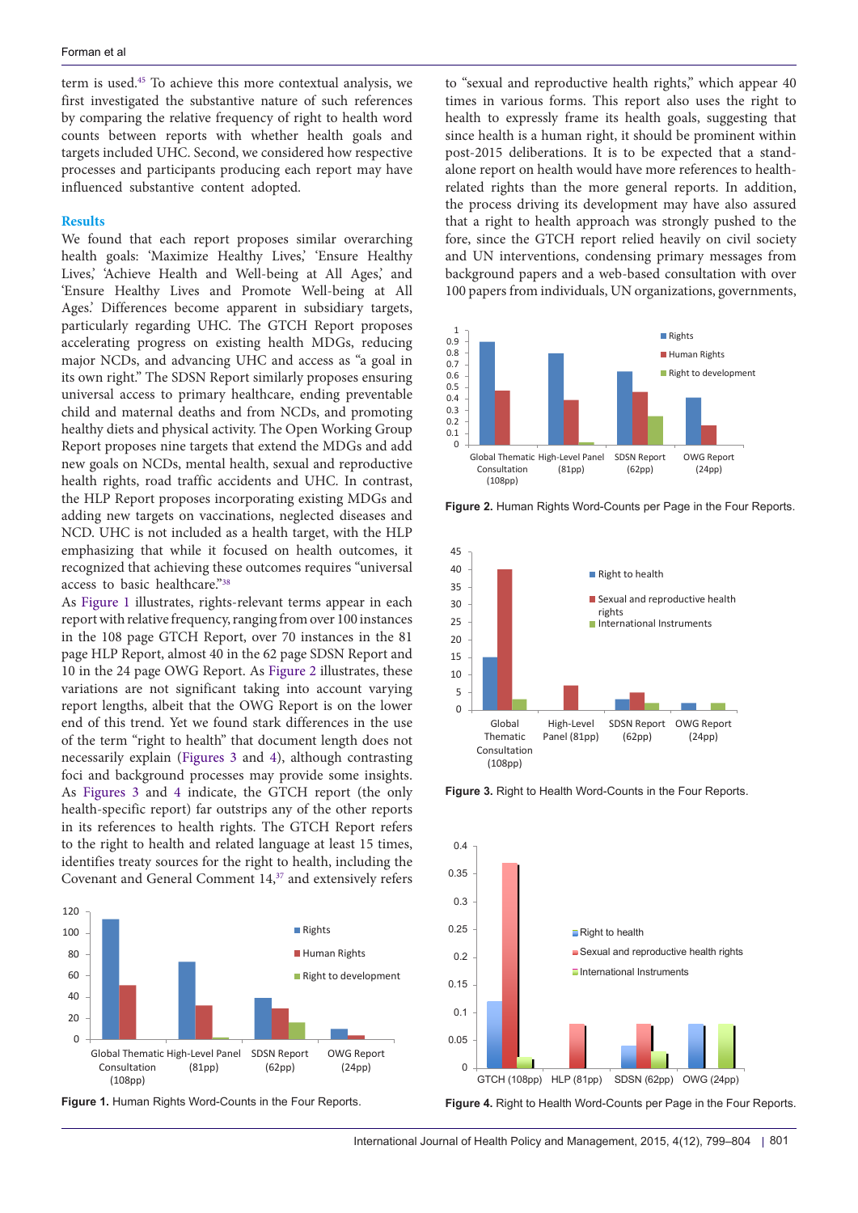term is used.[45] To achieve this more contextual analysis, we first investigated the substantive nature of such references by comparing the relative frequency of right to health word counts between reports with whether health goals and targets included UHC. Second, we considered how respective processes and participants producing each report may have influenced substantive content adopted.

## Results

We found that each report proposes similar overarching health goals: 'Maximize Healthy Lives,' 'Ensure Healthy Lives,' 'Achieve Health and Well-being at All Ages,' and 'Ensure Healthy Lives and Promote Well-being at All Ages.' Differences become apparent in subsidiary targets, particularly regarding UHC. The GTCH Report proposes accelerating progress on existing health MDGs, reducing major NCDs, and advancing UHC and access as "a goal in its own right." The SDSN Report similarly proposes ensuring universal access to primary healthcare, ending preventable child and maternal deaths and from NCDs, and promoting healthy diets and physical activity. The Open Working Group Report proposes nine targets that extend the MDGs and add new goals on NCDs, mental health, sexual and reproductive health rights, road traffic accidents and UHC. In contrast, the HLP Report proposes incorporating existing MDGs and adding new targets on vaccinations, neglected diseases and NCD. UHC is not included as a health target, with the HLP emphasizing that while it focused on health outcomes, it recognized that achieving these outcomes requires "universal access to basic healthcare."[38]

As Figure 1 illustrates, rights-relevant terms appear in each report with relative frequency, ranging from over 100 instances in the 108 page GTCH Report, over 70 instances in the 81 page HLP Report, almost 40 in the 62 page SDSN Report and 10 in the 24 page OWG Report. As Figure 2 illustrates, these variations are not significant taking into account varying report lengths, albeit that the OWG Report is on the lower end of this trend. Yet we found stark differences in the use of the term "right to health" that document length does not necessarily explain (Figures 3 and 4), although contrasting foci and background processes may provide some insights. As Figures 3 and 4 indicate, the GTCH report (the only health-specific report) far outstrips any of the other reports in its references to health rights. The GTCH Report refers to the right to health and related language at least 15 times, identifies treaty sources for the right to health, including the Covenant and General Comment 14,[37] and extensively refers to "sexual and reproductive health rights," which appear 40 times in various forms. This report also uses the right to health to expressly frame its health goals, suggesting that since health is a human right, it should be prominent within post-2015 deliberations. It is to be expected that a stand-alone report on health would have more references to health-related rights than the more general reports. In addition, the process driving its development may have also assured that a right to health approach was strongly pushed to the fore, since the GTCH report relied heavily on civil society and UN interventions, condensing primary messages from background papers and a web-based consultation with over 100 papers from individuals, UN organizations, governments,

**Figure 1.** Human Rights Word-Counts in the Four Reports.

**Figure 2.** Human Rights Word-Counts per Page in the Four Reports.

**Figure 3.** Right to Health Word-Counts in the Four Reports.

**Figure 4.** Right to Health Word-Counts per Page in the Four Reports.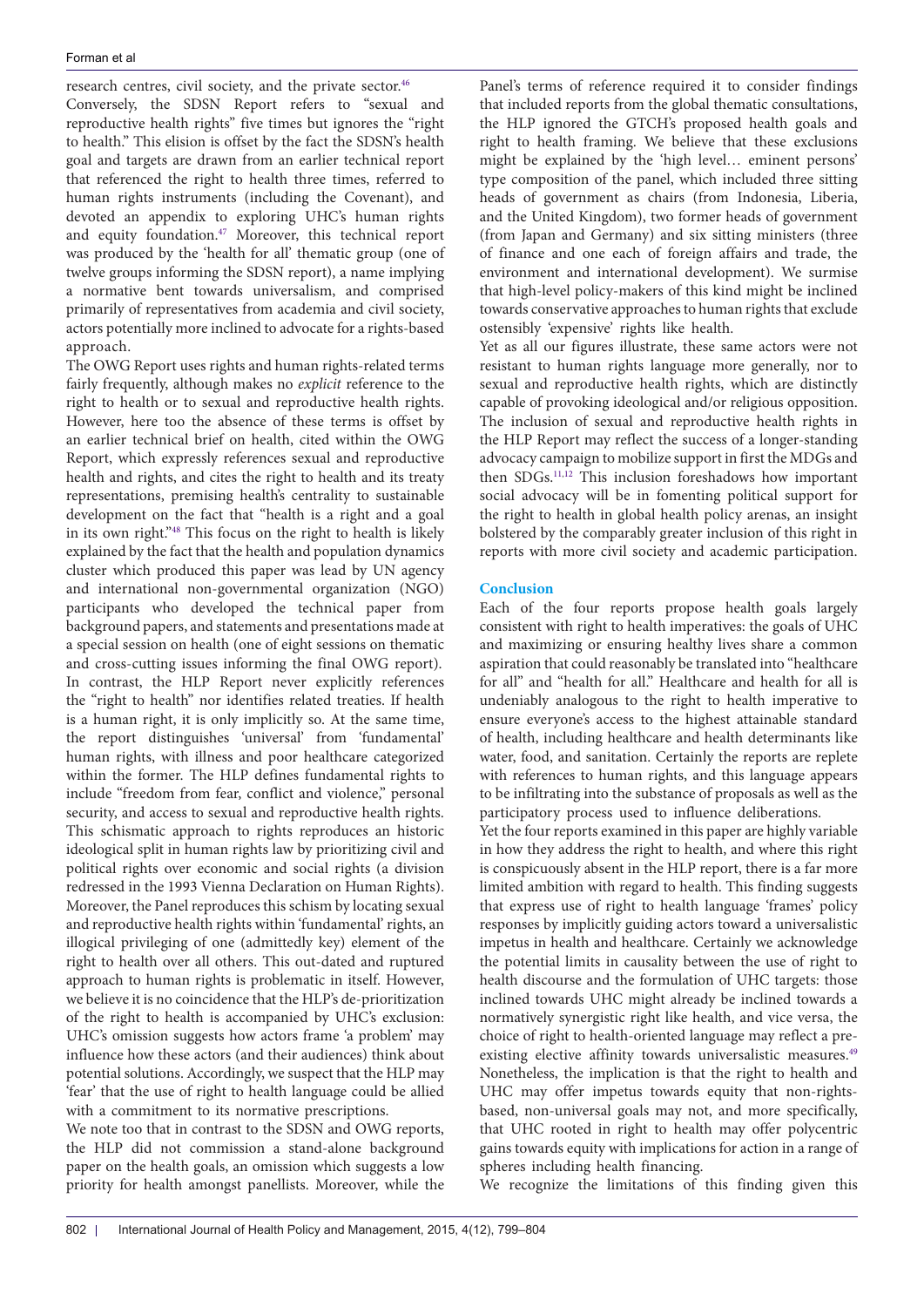research centres, civil society, and the private sector.[46]

Conversely, the SDSN Report refers to "sexual and reproductive health rights" five times but ignores the "right to health." This elision is offset by the fact the SDSN's health goal and targets are drawn from an earlier technical report that referenced the right to health three times, referred to human rights instruments (including the Covenant), and devoted an appendix to exploring UHC's human rights and equity foundation.[47] Moreover, this technical report was produced by the 'health for all' thematic group (one of twelve groups informing the SDSN report), a name implying a normative bent towards universalism, and comprised primarily of representatives from academia and civil society, actors potentially more inclined to advocate for a rights-based approach.

The OWG Report uses rights and human rights-related terms fairly frequently, although makes no *explicit* reference to the right to health or to sexual and reproductive health rights. However, here too the absence of these terms is offset by an earlier technical brief on health, cited within the OWG Report, which expressly references sexual and reproductive health and rights, and cites the right to health and its treaty representations, premising health's centrality to sustainable development on the fact that "health is a right and a goal in its own right."[48] This focus on the right to health is likely explained by the fact that the health and population dynamics cluster which produced this paper was lead by UN agency and international non-governmental organization (NGO) participants who developed the technical paper from background papers, and statements and presentations made at a special session on health (one of eight sessions on thematic and cross-cutting issues informing the final OWG report).

In contrast, the HLP Report never explicitly references the "right to health" nor identifies related treaties. If health is a human right, it is only implicitly so. At the same time, the report distinguishes 'universal' from 'fundamental' human rights, with illness and poor healthcare categorized within the former. The HLP defines fundamental rights to include "freedom from fear, conflict and violence," personal security, and access to sexual and reproductive health rights. This schismatic approach to rights reproduces an historic ideological split in human rights law by prioritizing civil and political rights over economic and social rights (a division redressed in the 1993 Vienna Declaration on Human Rights). Moreover, the Panel reproduces this schism by locating sexual and reproductive health rights within 'fundamental' rights, an illogical privileging of one (admittedly key) element of the right to health over all others. This out-dated and ruptured approach to human rights is problematic in itself. However, we believe it is no coincidence that the HLP's de-prioritization of the right to health is accompanied by UHC's exclusion: UHC's omission suggests how actors frame 'a problem' may influence how these actors (and their audiences) think about potential solutions. Accordingly, we suspect that the HLP may 'fear' that the use of right to health language could be allied with a commitment to its normative prescriptions.

We note too that in contrast to the SDSN and OWG reports, the HLP did not commission a stand-alone background paper on the health goals, an omission which suggests a low priority for health amongst panellists. Moreover, while the Panel's terms of reference required it to consider findings that included reports from the global thematic consultations, the HLP ignored the GTCH's proposed health goals and right to health framing. We believe that these exclusions might be explained by the 'high level… eminent persons' type composition of the panel, which included three sitting heads of government as chairs (from Indonesia, Liberia, and the United Kingdom), two former heads of government (from Japan and Germany) and six sitting ministers (three of finance and one each of foreign affairs and trade, the environment and international development). We surmise that high-level policy-makers of this kind might be inclined towards conservative approaches to human rights that exclude ostensibly 'expensive' rights like health.

Yet as all our figures illustrate, these same actors were not resistant to human rights language more generally, nor to sexual and reproductive health rights, which are distinctly capable of provoking ideological and/or religious opposition. The inclusion of sexual and reproductive health rights in the HLP Report may reflect the success of a longer-standing advocacy campaign to mobilize support in first the MDGs and then SDGs.[11,12] This inclusion foreshadows how important social advocacy will be in fomenting political support for the right to health in global health policy arenas, an insight bolstered by the comparably greater inclusion of this right in reports with more civil society and academic participation.

## Conclusion

Each of the four reports propose health goals largely consistent with right to health imperatives: the goals of UHC and maximizing or ensuring healthy lives share a common aspiration that could reasonably be translated into "healthcare for all" and "health for all." Healthcare and health for all is undeniably analogous to the right to health imperative to ensure everyone's access to the highest attainable standard of health, including healthcare and health determinants like water, food, and sanitation. Certainly the reports are replete with references to human rights, and this language appears to be infiltrating into the substance of proposals as well as the participatory process used to influence deliberations.

Yet the four reports examined in this paper are highly variable in how they address the right to health, and where this right is conspicuously absent in the HLP report, there is a far more limited ambition with regard to health. This finding suggests that express use of right to health language 'frames' policy responses by implicitly guiding actors toward a universalistic impetus in health and healthcare. Certainly we acknowledge the potential limits in causality between the use of right to health discourse and the formulation of UHC targets: those inclined towards UHC might already be inclined towards a normatively synergistic right like health, and vice versa, the choice of right to health-oriented language may reflect a pre-existing elective affinity towards universalistic measures.[49] Nonetheless, the implication is that the right to health and UHC may offer impetus towards equity that non-rights-based, non-universal goals may not, and more specifically, that UHC rooted in right to health may offer polycentric gains towards equity with implications for action in a range of spheres including health financing.

We recognize the limitations of this finding given this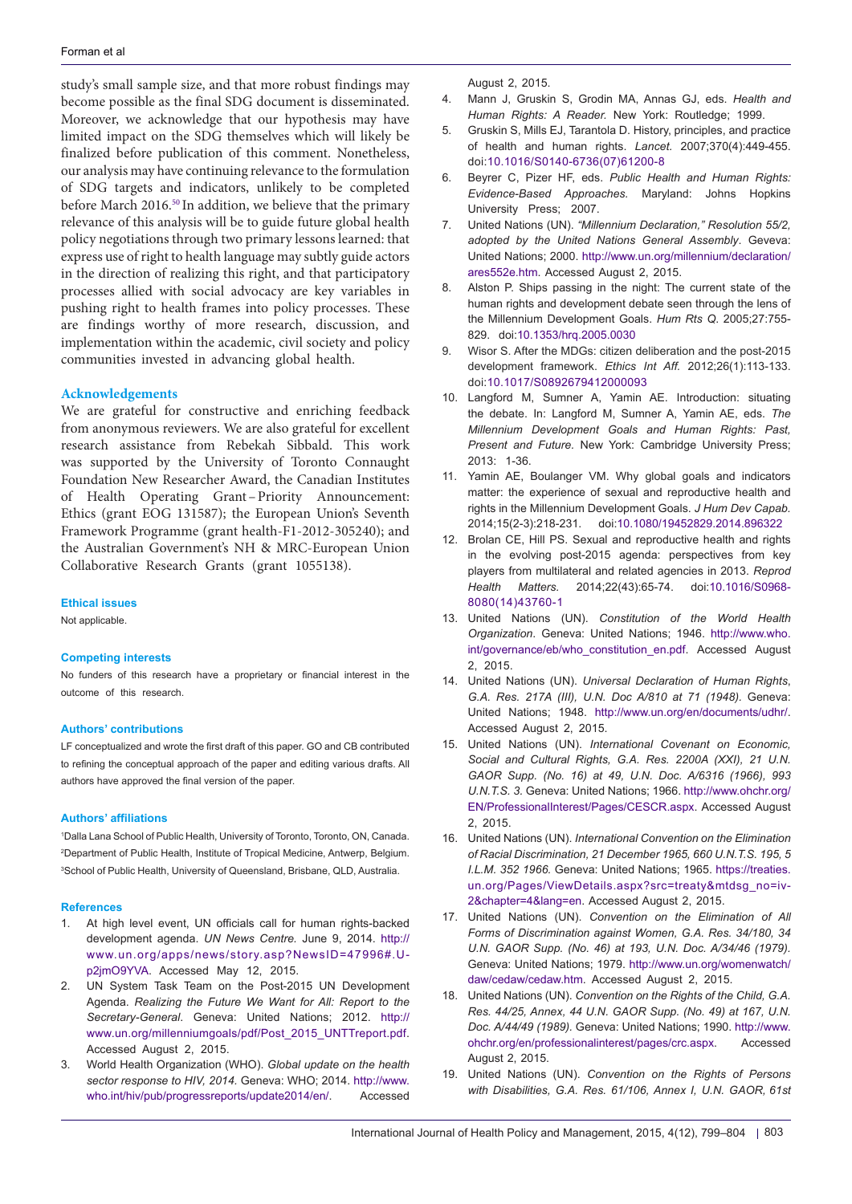study's small sample size, and that more robust findings may become possible as the final SDG document is disseminated. Moreover, we acknowledge that our hypothesis may have limited impact on the SDG themselves which will likely be finalized before publication of this comment. Nonetheless, our analysis may have continuing relevance to the formulation of SDG targets and indicators, unlikely to be completed before March 2016.[50] In addition, we believe that the primary relevance of this analysis will be to guide future global health policy negotiations through two primary lessons learned: that express use of right to health language may subtly guide actors in the direction of realizing this right, and that participatory processes allied with social advocacy are key variables in pushing right to health frames into policy processes. These are findings worthy of more research, discussion, and implementation within the academic, civil society and policy communities invested in advancing global health.

## Acknowledgements

We are grateful for constructive and enriching feedback from anonymous reviewers. We are also grateful for excellent research assistance from Rebekah Sibbald. This work was supported by the University of Toronto Connaught Foundation New Researcher Award, the Canadian Institutes of Health Operating Grant – Priority Announcement: Ethics (grant EOG 131587); the European Union's Seventh Framework Programme (grant health-F1-2012-305240); and the Australian Government's NH & MRC-European Union Collaborative Research Grants (grant 1055138).

### Ethical issues

Not applicable.

### Competing interests

No funders of this research have a proprietary or financial interest in the outcome of this research.

### Authors' contributions

LF conceptualized and wrote the first draft of this paper. GO and CB contributed to refining the conceptual approach of the paper and editing various drafts. All authors have approved the final version of the paper.

### Authors' affiliations

[1]Dalla Lana School of Public Health, University of Toronto, Toronto, ON, Canada. [2]Department of Public Health, Institute of Tropical Medicine, Antwerp, Belgium. [3]School of Public Health, University of Queensland, Brisbane, QLD, Australia.

### References

1. At high level event, UN officials call for human rights-backed development agenda. *UN News Centre*. June 9, 2014. http://www.un.org/apps/news/story.asp?NewsID=47996#.U-p2jmO9YVA. Accessed May 12, 2015.
2. UN System Task Team on the Post-2015 UN Development Agenda. *Realizing the Future We Want for All: Report to the Secretary-General*. Geneva: United Nations; 2012. http://www.un.org/millenniumgoals/pdf/Post_2015_UNTTreport.pdf. Accessed August 2, 2015.
3. World Health Organization (WHO). *Global update on the health sector response to HIV, 2014.* Geneva: WHO; 2014. http://www.who.int/hiv/pub/progressreports/update2014/en/. Accessed August 2, 2015.
4. Mann J, Gruskin S, Grodin MA, Annas GJ, eds. *Health and Human Rights: A Reader.* New York: Routledge; 1999.
5. Gruskin S, Mills EJ, Tarantola D. History, principles, and practice of health and human rights. *Lancet.* 2007;370(4):449-455. doi:10.1016/S0140-6736(07)61200-8
6. Beyrer C, Pizer HF, eds. *Public Health and Human Rights: Evidence-Based Approaches.* Maryland: Johns Hopkins University Press; 2007.
7. United Nations (UN). *"Millennium Declaration," Resolution 55/2, adopted by the United Nations General Assembly*. Geveva: United Nations; 2000. http://www.un.org/millennium/declaration/ares552e.htm. Accessed August 2, 2015.
8. Alston P. Ships passing in the night: The current state of the human rights and development debate seen through the lens of the Millennium Development Goals. *Hum Rts Q.* 2005;27:755-829. doi:10.1353/hrq.2005.0030
9. Wisor S. After the MDGs: citizen deliberation and the post-2015 development framework. *Ethics Int Aff.* 2012;26(1):113-133. doi:10.1017/S0892679412000093
10. Langford M, Sumner A, Yamin AE. Introduction: situating the debate. In: Langford M, Sumner A, Yamin AE, eds. *The Millennium Development Goals and Human Rights: Past, Present and Future*. New York: Cambridge University Press; 2013: 1-36.
11. Yamin AE, Boulanger VM. Why global goals and indicators matter: the experience of sexual and reproductive health and rights in the Millennium Development Goals. *J Hum Dev Capab.* 2014;15(2-3):218-231. doi:10.1080/19452829.2014.896322
12. Brolan CE, Hill PS. Sexual and reproductive health and rights in the evolving post-2015 agenda: perspectives from key players from multilateral and related agencies in 2013. *Reprod Health Matters.* 2014;22(43):65-74. doi:10.1016/S0968-8080(14)43760-1
13. United Nations (UN). *Constitution of the World Health Organization*. Geneva: United Nations; 1946. http://www.who.int/governance/eb/who_constitution_en.pdf. Accessed August 2, 2015.
14. United Nations (UN). *Universal Declaration of Human Rights, G.A. Res. 217A (III), U.N. Doc A/810 at 71 (1948).* Geneva: United Nations; 1948. http://www.un.org/en/documents/udhr/. Accessed August 2, 2015.
15. United Nations (UN). *International Covenant on Economic, Social and Cultural Rights, G.A. Res. 2200A (XXI), 21 U.N. GAOR Supp. (No. 16) at 49, U.N. Doc. A/6316 (1966), 993 U.N.T.S. 3.* Geneva: United Nations; 1966. http://www.ohchr.org/EN/ProfessionalInterest/Pages/CESCR.aspx. Accessed August 2, 2015.
16. United Nations (UN). *International Convention on the Elimination of Racial Discrimination, 21 December 1965, 660 U.N.T.S. 195, 5 I.L.M. 352 1966.* Geneva: United Nations; 1965. https://treaties.un.org/Pages/ViewDetails.aspx?src=treaty&mtdsg_no=iv-2&chapter=4&lang=en. Accessed August 2, 2015.
17. United Nations (UN). *Convention on the Elimination of All Forms of Discrimination against Women, G.A. Res. 34/180, 34 U.N. GAOR Supp. (No. 46) at 193, U.N. Doc. A/34/46 (1979).* Geneva: United Nations; 1979. http://www.un.org/womenwatch/daw/cedaw/cedaw.htm. Accessed August 2, 2015.
18. United Nations (UN). *Convention on the Rights of the Child, G.A. Res. 44/25, Annex, 44 U.N. GAOR Supp. (No. 49) at 167, U.N. Doc. A/44/49 (1989).* Geneva: United Nations; 1990. http://www.ohchr.org/en/professionalinterest/pages/crc.aspx. Accessed August 2, 2015.
19. United Nations (UN). *Convention on the Rights of Persons with Disabilities, G.A. Res. 61/106, Annex I, U.N. GAOR, 61st*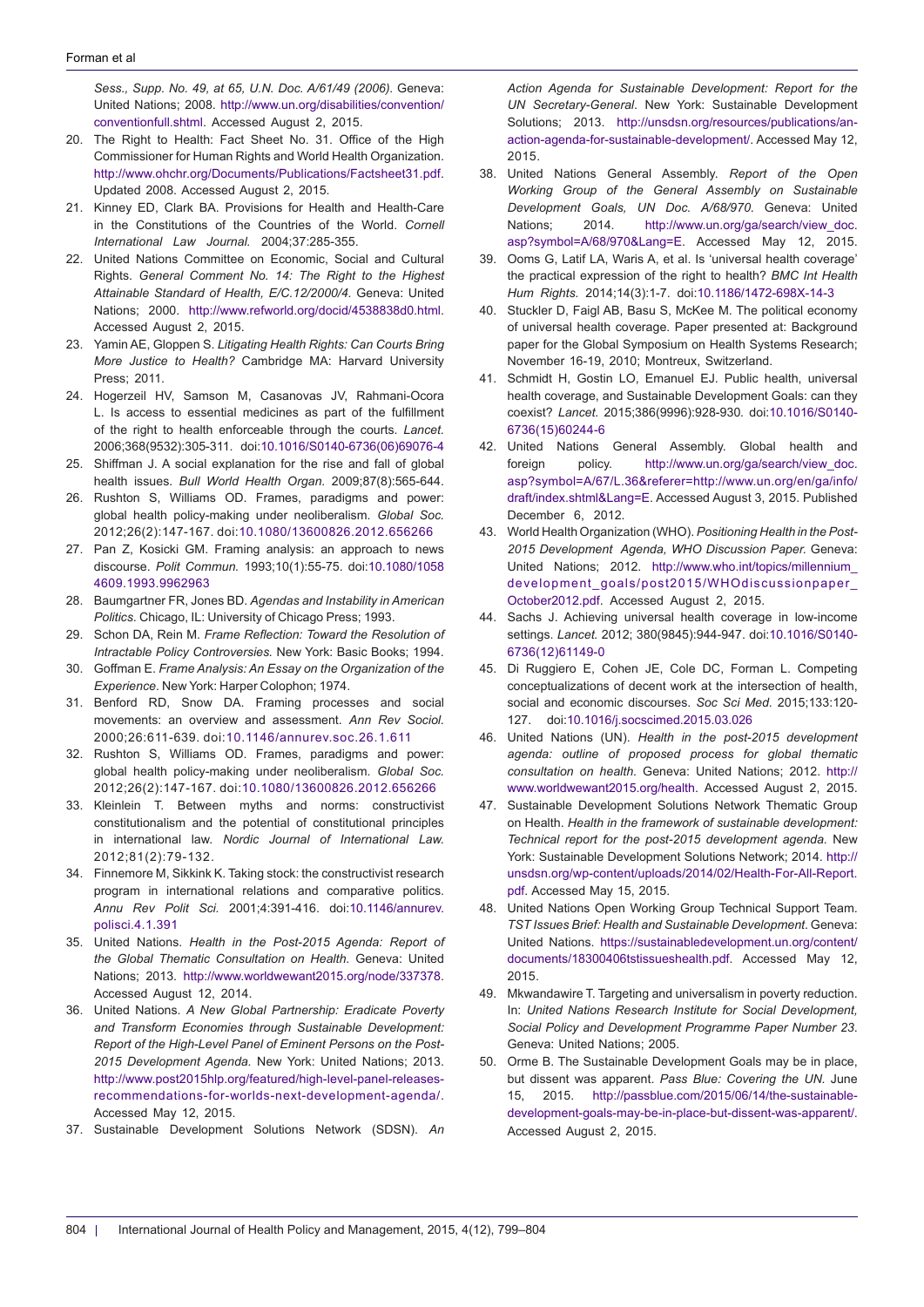*Sess., Supp. No. 49, at 65, U.N. Doc. A/61/49 (2006).* Geneva: United Nations; 2008. http://www.un.org/disabilities/convention/conventionfull.shtml. Accessed August 2, 2015.

20. The Right to Health: Fact Sheet No. 31. Office of the High Commissioner for Human Rights and World Health Organization. http://www.ohchr.org/Documents/Publications/Factsheet31.pdf. Updated 2008. Accessed August 2, 2015.
21. Kinney ED, Clark BA. Provisions for Health and Health-Care in the Constitutions of the Countries of the World. *Cornell International Law Journal.* 2004;37:285-355.
22. United Nations Committee on Economic, Social and Cultural Rights. *General Comment No. 14: The Right to the Highest Attainable Standard of Health, E/C.12/2000/4.* Geneva: United Nations; 2000. http://www.refworld.org/docid/4538838d0.html. Accessed August 2, 2015.
23. Yamin AE, Gloppen S. *Litigating Health Rights: Can Courts Bring More Justice to Health?* Cambridge MA: Harvard University Press; 2011.
24. Hogerzeil HV, Samson M, Casanovas JV, Rahmani-Ocora L. Is access to essential medicines as part of the fulfillment of the right to health enforceable through the courts. *Lancet.* 2006;368(9532):305-311. doi:10.1016/S0140-6736(06)69076-4
25. Shiffman J. A social explanation for the rise and fall of global health issues. *Bull World Health Organ.* 2009;87(8):565-644.
26. Rushton S, Williams OD. Frames, paradigms and power: global health policy-making under neoliberalism. *Global Soc.* 2012;26(2):147-167. doi:10.1080/13600826.2012.656266
27. Pan Z, Kosicki GM. Framing analysis: an approach to news discourse. *Polit Commun.* 1993;10(1):55-75. doi:10.1080/10584609.1993.9962963
28. Baumgartner FR, Jones BD. *Agendas and Instability in American Politics.* Chicago, IL: University of Chicago Press; 1993.
29. Schon DA, Rein M. *Frame Reflection: Toward the Resolution of Intractable Policy Controversies.* New York: Basic Books; 1994.
30. Goffman E. *Frame Analysis: An Essay on the Organization of the Experience*. New York: Harper Colophon; 1974.
31. Benford RD, Snow DA. Framing processes and social movements: an overview and assessment. *Ann Rev Sociol.* 2000;26:611-639. doi:10.1146/annurev.soc.26.1.611
32. Rushton S, Williams OD. Frames, paradigms and power: global health policy-making under neoliberalism. *Global Soc.* 2012;26(2):147-167. doi:10.1080/13600826.2012.656266
33. Kleinlein T. Between myths and norms: constructivist constitutionalism and the potential of constitutional principles in international law. *Nordic Journal of International Law.* 2012;81(2):79-132.
34. Finnemore M, Sikkink K. Taking stock: the constructivist research program in international relations and comparative politics. *Annu Rev Polit Sci.* 2001;4:391-416. doi:10.1146/annurev.polisci.4.1.391
35. United Nations. *Health in the Post-2015 Agenda: Report of the Global Thematic Consultation on Health.* Geneva: United Nations; 2013. http://www.worldwewant2015.org/node/337378. Accessed August 12, 2014.
36. United Nations. *A New Global Partnership: Eradicate Poverty and Transform Economies through Sustainable Development: Report of the High-Level Panel of Eminent Persons on the Post-2015 Development Agenda.* New York: United Nations; 2013. http://www.post2015hlp.org/featured/high-level-panel-releases-recommendations-for-worlds-next-development-agenda/. Accessed May 12, 2015.
37. Sustainable Development Solutions Network (SDSN). *An Action Agenda for Sustainable Development: Report for the UN Secretary-General*. New York: Sustainable Development Solutions; 2013. http://unsdsn.org/resources/publications/an-action-agenda-for-sustainable-development/. Accessed May 12, 2015.
38. United Nations General Assembly. *Report of the Open Working Group of the General Assembly on Sustainable Development Goals, UN Doc. A/68/970*. Geneva: United Nations; 2014. http://www.un.org/ga/search/view_doc.asp?symbol=A/68/970&Lang=E. Accessed May 12, 2015.
39. Ooms G, Latif LA, Waris A, et al. Is 'universal health coverage' the practical expression of the right to health? *BMC Int Health Hum Rights.* 2014;14(3):1-7. doi:10.1186/1472-698X-14-3
40. Stuckler D, Faigl AB, Basu S, McKee M. The political economy of universal health coverage. Paper presented at: Background paper for the Global Symposium on Health Systems Research; November 16-19, 2010; Montreux, Switzerland.
41. Schmidt H, Gostin LO, Emanuel EJ. Public health, universal health coverage, and Sustainable Development Goals: can they coexist? *Lancet.* 2015;386(9996):928-930. doi:10.1016/S0140-6736(15)60244-6
42. United Nations General Assembly. Global health and foreign policy. http://www.un.org/ga/search/view_doc.asp?symbol=A/67/L.36&referer=http://www.un.org/en/ga/info/draft/index.shtml&Lang=E. Accessed August 3, 2015. Published December 6, 2012.
43. World Health Organization (WHO). *Positioning Health in the Post-2015 Development Agenda, WHO Discussion Paper.* Geneva: United Nations; 2012. http://www.who.int/topics/millennium_development_goals/post2015/WHOdiscussionpaper_October2012.pdf. Accessed August 2, 2015.
44. Sachs J. Achieving universal health coverage in low-income settings. *Lancet.* 2012; 380(9845):944-947. doi:10.1016/S0140-6736(12)61149-0
45. Di Ruggiero E, Cohen JE, Cole DC, Forman L. Competing conceptualizations of decent work at the intersection of health, social and economic discourses. *Soc Sci Med.* 2015;133:120-127. doi:10.1016/j.socscimed.2015.03.026
46. United Nations (UN). *Health in the post-2015 development agenda: outline of proposed process for global thematic consultation on health.* Geneva: United Nations; 2012. http://www.worldwewant2015.org/health. Accessed August 2, 2015.
47. Sustainable Development Solutions Network Thematic Group on Health. *Health in the framework of sustainable development: Technical report for the post-2015 development agenda.* New York: Sustainable Development Solutions Network; 2014. http://unsdsn.org/wp-content/uploads/2014/02/Health-For-All-Report.pdf. Accessed May 15, 2015.
48. United Nations Open Working Group Technical Support Team. *TST Issues Brief: Health and Sustainable Development*. Geneva: United Nations. https://sustainabledevelopment.un.org/content/documents/18300406tstissueshealth.pdf. Accessed May 12, 2015.
49. Mkwandawire T. Targeting and universalism in poverty reduction. In: *United Nations Research Institute for Social Development, Social Policy and Development Programme Paper Number 23*. Geneva: United Nations; 2005.
50. Orme B. The Sustainable Development Goals may be in place, but dissent was apparent. *Pass Blue: Covering the UN.* June 15, 2015. http://passblue.com/2015/06/14/the-sustainable-development-goals-may-be-in-place-but-dissent-was-apparent/. Accessed August 2, 2015.